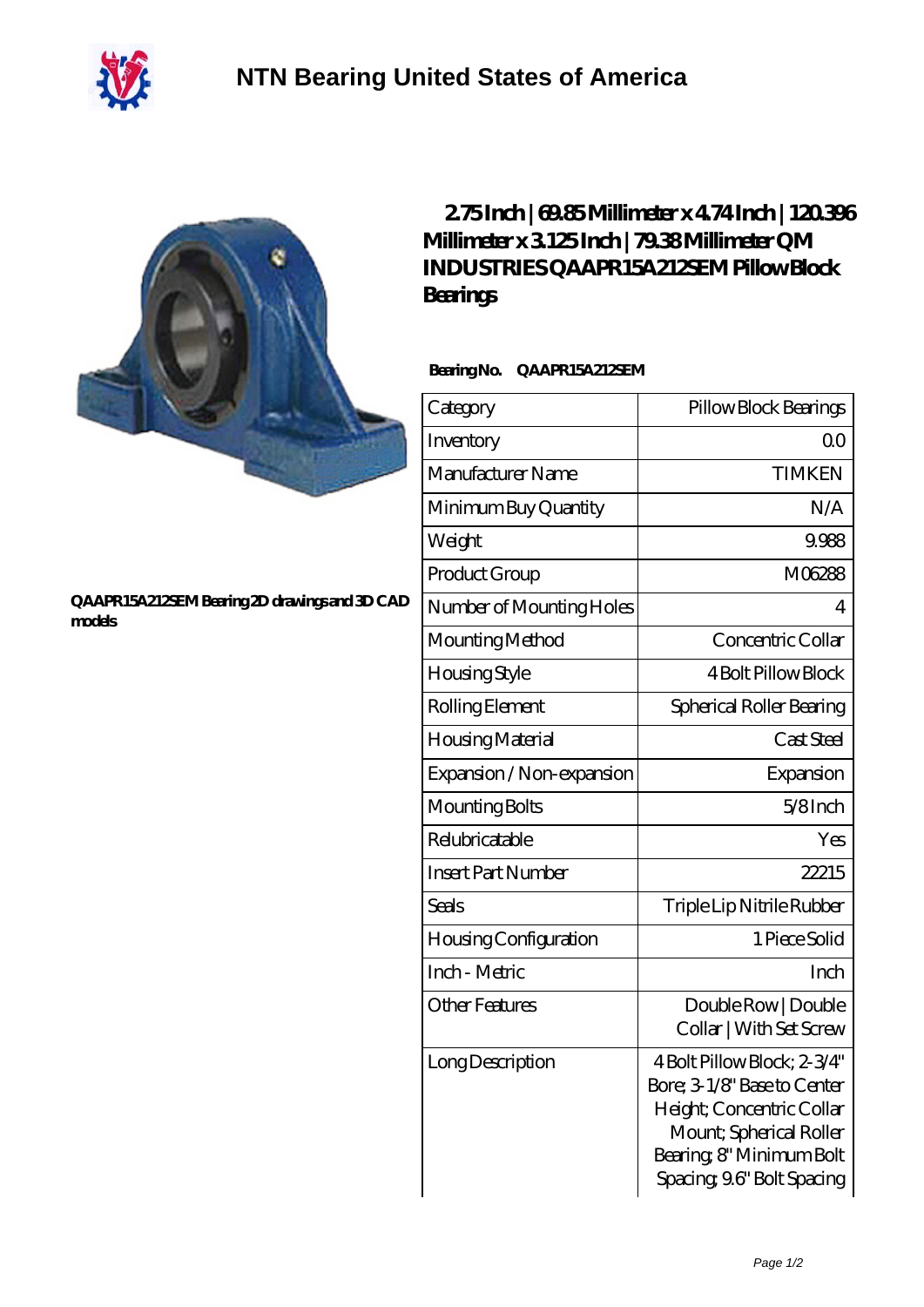# NTN Bearing United States of America

QAAPR15A212SEM Bearing 2D drawings and 3D CAD models

## 2.75 Inch | 69.85 Millimeter x 4.74 Inch | 120.396 Millimeter x 3.125 Inch | 79.38 Millimeter QM INDUSTRIES QAAPR15A212SEM Pillow Block Bearings

**Bearing No.** QAAPR15A212SEM

| Category | Pillow Block Bearings |
|---|---|
| Inventory | 0.0 |
| Manufacturer Name | TIMKEN |
| Minimum Buy Quantity | N/A |
| Weight | 9.988 |
| Product Group | M06288 |
| Number of Mounting Holes | 4 |
| Mounting Method | Concentric Collar |
| Housing Style | 4 Bolt Pillow Block |
| Rolling Element | Spherical Roller Bearing |
| Housing Material | Cast Steel |
| Expansion / Non-expansion | Expansion |
| Mounting Bolts | 5/8 Inch |
| Relubricatable | Yes |
| Insert Part Number | 22215 |
| Seals | Triple Lip Nitrile Rubber |
| Housing Configuration | 1 Piece Solid |
| Inch - Metric | Inch |
| Other Features | Double Row \| Double Collar \| With Set Screw |
| Long Description | 4 Bolt Pillow Block; 2-3/4" Bore; 3-1/8" Base to Center Height; Concentric Collar Mount; Spherical Roller Bearing; 8" Minimum Bolt Spacing; 9.6" Bolt Spacing |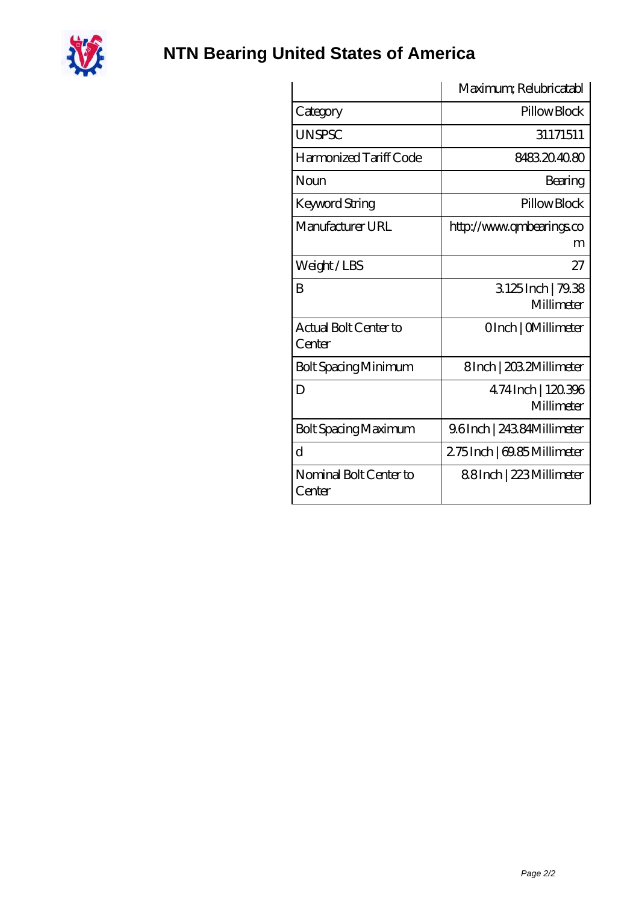# NTN Bearing United States of America

| | |
|---|---|
| | Maximum; Relubricatabl |
| Category | Pillow Block |
| UNSPSC | 31171511 |
| Harmonized Tariff Code | 8483.20.40.80 |
| Noun | Bearing |
| Keyword String | Pillow Block |
| Manufacturer URL | http://www.qmbearings.com |
| Weight / LBS | 27 |
| B | 3.125 Inch \| 79.38 Millimeter |
| Actual Bolt Center to Center | 0 Inch \| 0 Millimeter |
| Bolt Spacing Minimum | 8 Inch \| 203.2 Millimeter |
| D | 4.74 Inch \| 120.396 Millimeter |
| Bolt Spacing Maximum | 9.6 Inch \| 243.84 Millimeter |
| d | 2.75 Inch \| 69.85 Millimeter |
| Nominal Bolt Center to Center | 8.8 Inch \| 223 Millimeter |